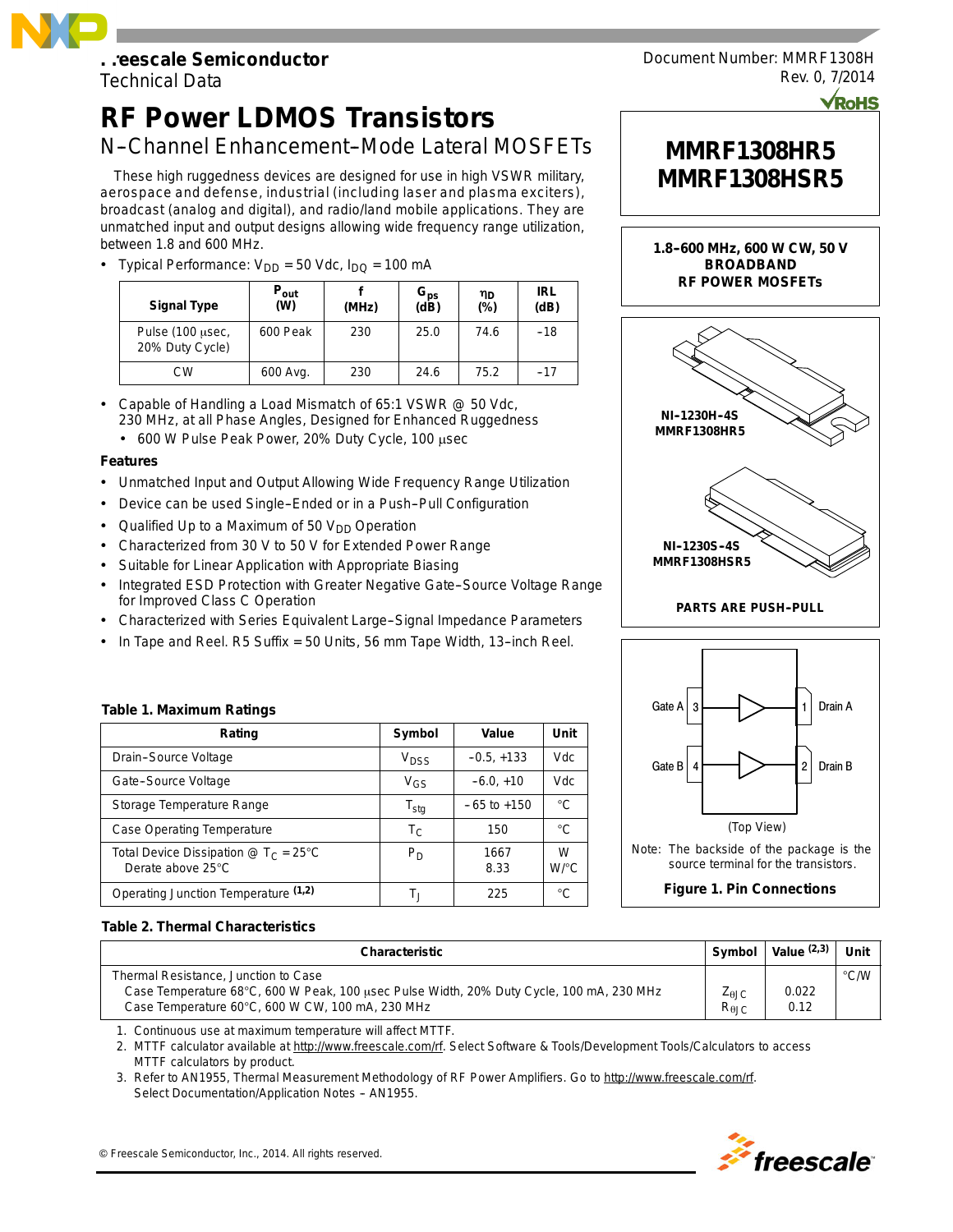Freescale Semiconductor
Technical Data

Document Number: MMRF1308H
Rev. 0, 7/2014

# RF Power LDMOS Transistors

## N–Channel Enhancement–Mode Lateral MOSFETs

**MMRF1308HR5**
**MMRF1308HSR5**

**1.8–600 MHz, 600 W CW, 50 V BROADBAND RF POWER MOSFETs**

These high ruggedness devices are designed for use in high VSWR military, aerospace and defense, industrial (including laser and plasma exciters), broadcast (analog and digital), and radio/land mobile applications. They are unmatched input and output designs allowing wide frequency range utilization, between 1.8 and 600 MHz.

- Typical Performance: $V_{DD}$ = 50 Vdc, $I_{DQ}$ = 100 mA

| Signal Type | $P_{out}$ (W) | f (MHz) | $G_{ps}$ (dB) | $\eta_D$ (%) | IRL (dB) |
|---|---|---|---|---|---|
| Pulse (100 μsec, 20% Duty Cycle) | 600 Peak | 230 | 25.0 | 74.6 | –18 |
| CW | 600 Avg. | 230 | 24.6 | 75.2 | –17 |

- Capable of Handling a Load Mismatch of 65:1 VSWR @ 50 Vdc, 230 MHz, at all Phase Angles, Designed for Enhanced Ruggedness
  - 600 W Pulse Peak Power, 20% Duty Cycle, 100 μsec

### Features

- Unmatched Input and Output Allowing Wide Frequency Range Utilization
- Device can be used Single–Ended or in a Push–Pull Configuration
- Qualified Up to a Maximum of 50 $V_{DD}$ Operation
- Characterized from 30 V to 50 V for Extended Power Range
- Suitable for Linear Application with Appropriate Biasing
- Integrated ESD Protection with Greater Negative Gate–Source Voltage Range for Improved Class C Operation
- Characterized with Series Equivalent Large–Signal Impedance Parameters
- In Tape and Reel. R5 Suffix = 50 Units, 56 mm Tape Width, 13–inch Reel.

NI–1230H–4S
MMRF1308HR5

NI–1230S–4S
MMRF1308HSR5

PARTS ARE PUSH–PULL

Gate A 3 — 1 Drain A
Gate B 4 — 2 Drain B

(Top View)

Note: The backside of the package is the source terminal for the transistors.

**Figure 1. Pin Connections**

### Table 1. Maximum Ratings

| Rating | Symbol | Value | Unit |
|---|---|---|---|
| Drain–Source Voltage | $V_{DSS}$ | –0.5, +133 | Vdc |
| Gate–Source Voltage | $V_{GS}$ | –6.0, +10 | Vdc |
| Storage Temperature Range | $T_{stg}$ | – 65 to +150 | °C |
| Case Operating Temperature | $T_C$ | 150 | °C |
| Total Device Dissipation @ $T_C$ = 25°C<br>Derate above 25°C | $P_D$ | 1667<br>8.33 | W<br>W/°C |
| Operating Junction Temperature [1,2] | $T_J$ | 225 | °C |

### Table 2. Thermal Characteristics

| Characteristic | Symbol | Value [2,3] | Unit |
|---|---|---|---|
| Thermal Resistance, Junction to Case<br>Case Temperature 68°C, 600 W Peak, 100 μsec Pulse Width, 20% Duty Cycle, 100 mA, 230 MHz<br>Case Temperature 60°C, 600 W CW, 100 mA, 230 MHz | <br>$Z_{\theta JC}$<br>$R_{\theta JC}$ | <br>0.022<br>0.12 | °C/W |

1. Continuous use at maximum temperature will affect MTTF.
2. MTTF calculator available at http://www.freescale.com/rf. Select Software & Tools/Development Tools/Calculators to access MTTF calculators by product.
3. Refer to AN1955, Thermal Measurement Methodology of RF Power Amplifiers. Go to http://www.freescale.com/rf. Select Documentation/Application Notes – AN1955.

© Freescale Semiconductor, Inc., 2014. All rights reserved.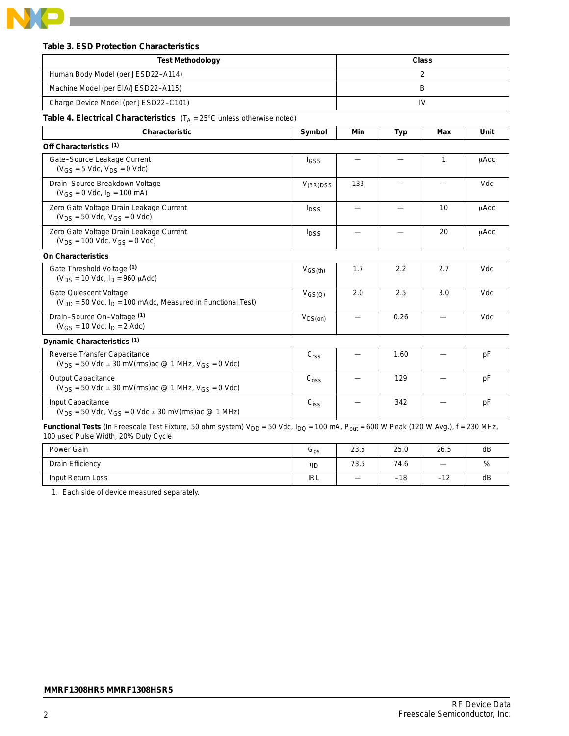**Table 3. ESD Protection Characteristics**

| Test Methodology | Class |
|---|---|
| Human Body Model (per JESD22–A114) | 2 |
| Machine Model (per EIA/JESD22–A115) | B |
| Charge Device Model (per JESD22–C101) | IV |

**Table 4. Electrical Characteristics** ($T_A$ = 25°C unless otherwise noted)

| Characteristic | Symbol | Min | Typ | Max | Unit |
|---|---|---|---|---|---|
| **Off Characteristics** [(1)] | | | | | |
| Gate–Source Leakage Current ($V_{GS}$ = 5 Vdc, $V_{DS}$ = 0 Vdc) | $I_{GSS}$ | — | — | 1 | μAdc |
| Drain–Source Breakdown Voltage ($V_{GS}$ = 0 Vdc, $I_D$ = 100 mA) | $V_{(BR)DSS}$ | 133 | — | — | Vdc |
| Zero Gate Voltage Drain Leakage Current ($V_{DS}$ = 50 Vdc, $V_{GS}$ = 0 Vdc) | $I_{DSS}$ | — | — | 10 | μAdc |
| Zero Gate Voltage Drain Leakage Current ($V_{DS}$ = 100 Vdc, $V_{GS}$ = 0 Vdc) | $I_{DSS}$ | — | — | 20 | μAdc |
| **On Characteristics** | | | | | |
| Gate Threshold Voltage [(1)] ($V_{DS}$ = 10 Vdc, $I_D$ = 960 μAdc) | $V_{GS(th)}$ | 1.7 | 2.2 | 2.7 | Vdc |
| Gate Quiescent Voltage ($V_{DD}$ = 50 Vdc, $I_D$ = 100 mAdc, Measured in Functional Test) | $V_{GS(Q)}$ | 2.0 | 2.5 | 3.0 | Vdc |
| Drain–Source On–Voltage [(1)] ($V_{GS}$ = 10 Vdc, $I_D$ = 2 Adc) | $V_{DS(on)}$ | — | 0.26 | — | Vdc |
| **Dynamic Characteristics** [(1)] | | | | | |
| Reverse Transfer Capacitance ($V_{DS}$ = 50 Vdc ± 30 mV(rms)ac @ 1 MHz, $V_{GS}$ = 0 Vdc) | $C_{rss}$ | — | 1.60 | — | pF |
| Output Capacitance ($V_{DS}$ = 50 Vdc ± 30 mV(rms)ac @ 1 MHz, $V_{GS}$ = 0 Vdc) | $C_{oss}$ | — | 129 | — | pF |
| Input Capacitance ($V_{DS}$ = 50 Vdc, $V_{GS}$ = 0 Vdc ± 30 mV(rms)ac @ 1 MHz) | $C_{iss}$ | — | 342 | — | pF |
| **Functional Tests** (In Freescale Test Fixture, 50 ohm system) $V_{DD}$ = 50 Vdc, $I_{DQ}$ = 100 mA, $P_{out}$ = 600 W Peak (120 W Avg.), f = 230 MHz, 100 μsec Pulse Width, 20% Duty Cycle | | | | | |
| Power Gain | $G_{ps}$ | 23.5 | 25.0 | 26.5 | dB |
| Drain Efficiency | $\eta_D$ | 73.5 | 74.6 | — | % |
| Input Return Loss | IRL | — | –18 | –12 | dB |

1. Each side of device measured separately.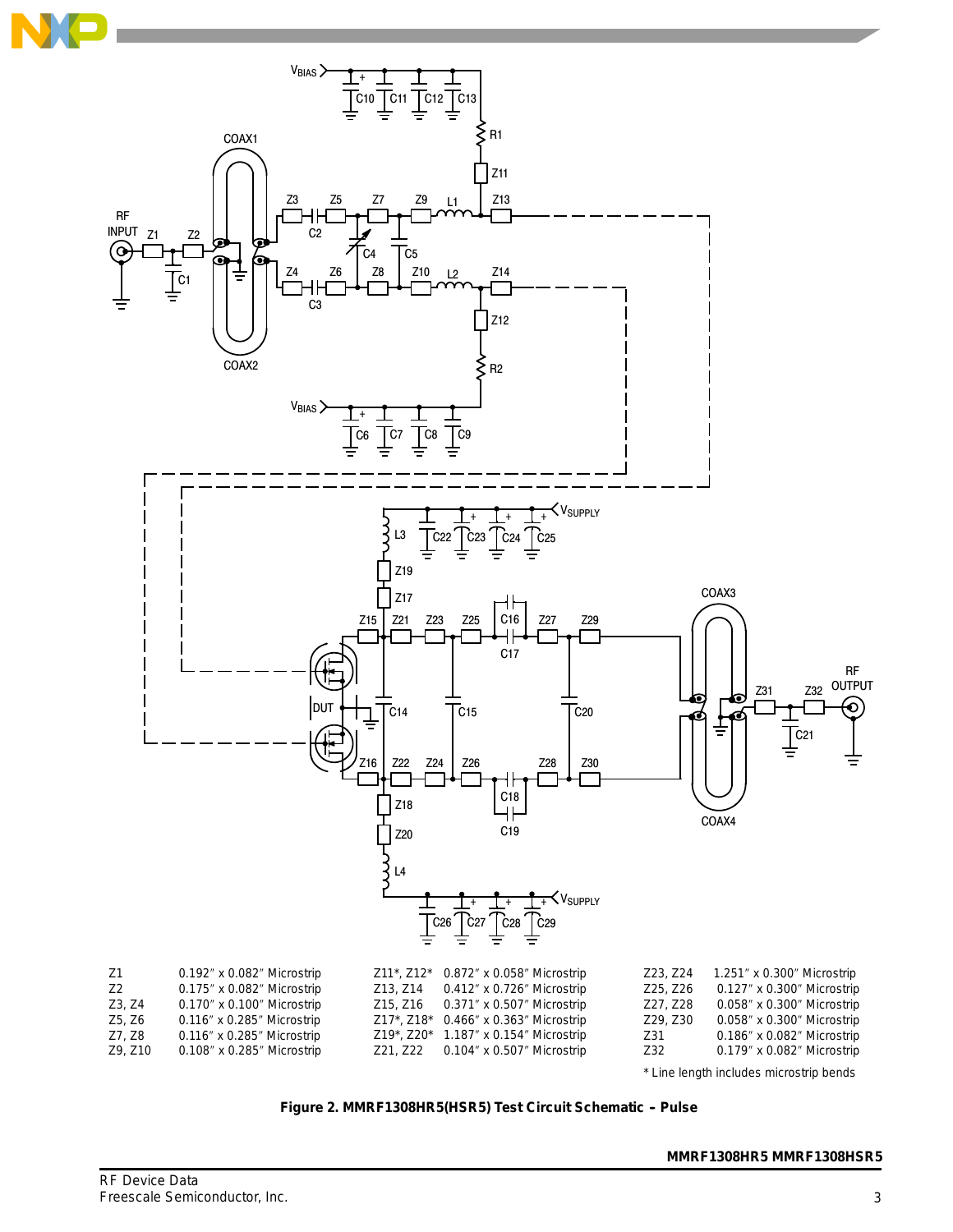| | | | | | |
|---|---|---|---|---|---|
| Z1 | 0.192″ x 0.082″ Microstrip | Z11*, Z12* | 0.872″ x 0.058″ Microstrip | Z23, Z24 | 1.251″ x 0.300″ Microstrip |
| Z2 | 0.175″ x 0.082″ Microstrip | Z13, Z14 | 0.412″ x 0.726″ Microstrip | Z25, Z26 | 0.127″ x 0.300″ Microstrip |
| Z3, Z4 | 0.170″ x 0.100″ Microstrip | Z15, Z16 | 0.371″ x 0.507″ Microstrip | Z27, Z28 | 0.058″ x 0.300″ Microstrip |
| Z5, Z6 | 0.116″ x 0.285″ Microstrip | Z17*, Z18* | 0.466″ x 0.363″ Microstrip | Z29, Z30 | 0.058″ x 0.300″ Microstrip |
| Z7, Z8 | 0.116″ x 0.285″ Microstrip | Z19*, Z20* | 1.187″ x 0.154″ Microstrip | Z31 | 0.186″ x 0.082″ Microstrip |
| Z9, Z10 | 0.108″ x 0.285″ Microstrip | Z21, Z22 | 0.104″ x 0.507″ Microstrip | Z32 | 0.179″ x 0.082″ Microstrip |

* Line length includes microstrip bends

**Figure 2. MMRF1308HR5(HSR5) Test Circuit Schematic – Pulse**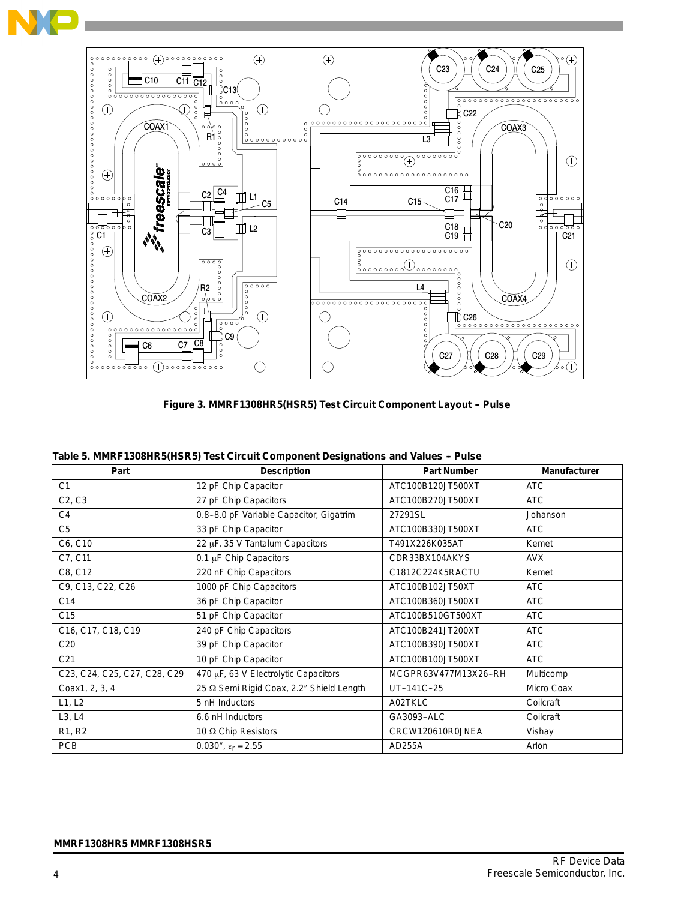Figure 3. MMRF1308HR5(HSR5) Test Circuit Component Layout – Pulse

**Table 5. MMRF1308HR5(HSR5) Test Circuit Component Designations and Values – Pulse**

| Part | Description | Part Number | Manufacturer |
|---|---|---|---|
| C1 | 12 pF Chip Capacitor | ATC100B120JT500XT | ATC |
| C2, C3 | 27 pF Chip Capacitors | ATC100B270JT500XT | ATC |
| C4 | 0.8–8.0 pF Variable Capacitor, Gigatrim | 27291SL | Johanson |
| C5 | 33 pF Chip Capacitor | ATC100B330JT500XT | ATC |
| C6, C10 | 22 μF, 35 V Tantalum Capacitors | T491X226K035AT | Kemet |
| C7, C11 | 0.1 μF Chip Capacitors | CDR33BX104AKYS | AVX |
| C8, C12 | 220 nF Chip Capacitors | C1812C224K5RACTU | Kemet |
| C9, C13, C22, C26 | 1000 pF Chip Capacitors | ATC100B102JT50XT | ATC |
| C14 | 36 pF Chip Capacitor | ATC100B360JT500XT | ATC |
| C15 | 51 pF Chip Capacitor | ATC100B510GT500XT | ATC |
| C16, C17, C18, C19 | 240 pF Chip Capacitors | ATC100B241JT200XT | ATC |
| C20 | 39 pF Chip Capacitor | ATC100B390JT500XT | ATC |
| C21 | 10 pF Chip Capacitor | ATC100B100JT500XT | ATC |
| C23, C24, C25, C27, C28, C29 | 470 μF, 63 V Electrolytic Capacitors | MCGPR63V477M13X26–RH | Multicomp |
| Coax1, 2, 3, 4 | 25 Ω Semi Rigid Coax, 2.2″ Shield Length | UT–141C–25 | Micro Coax |
| L1, L2 | 5 nH Inductors | A02TKLC | Coilcraft |
| L3, L4 | 6.6 nH Inductors | GA3093–ALC | Coilcraft |
| R1, R2 | 10 Ω Chip Resistors | CRCW120610R0JNEA | Vishay |
| PCB | 0.030″, $\varepsilon_r$ = 2.55 | AD255A | Arlon |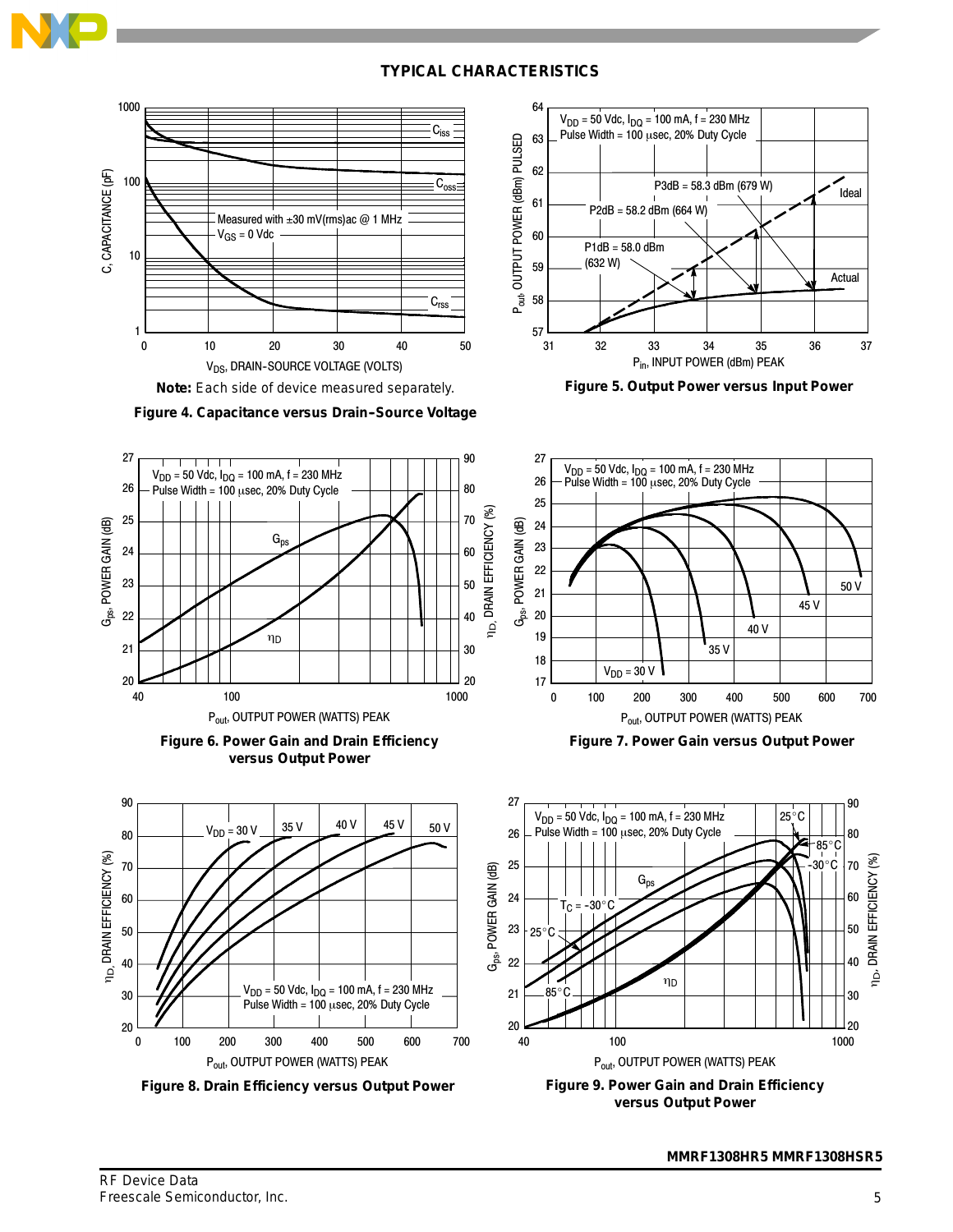## TYPICAL CHARACTERISTICS

**Note:** Each side of device measured separately.

**Figure 4. Capacitance versus Drain–Source Voltage**

**Figure 5. Output Power versus Input Power**

**Figure 6. Power Gain and Drain Efficiency versus Output Power**

**Figure 7. Power Gain versus Output Power**

**Figure 8. Drain Efficiency versus Output Power**

**Figure 9. Power Gain and Drain Efficiency versus Output Power**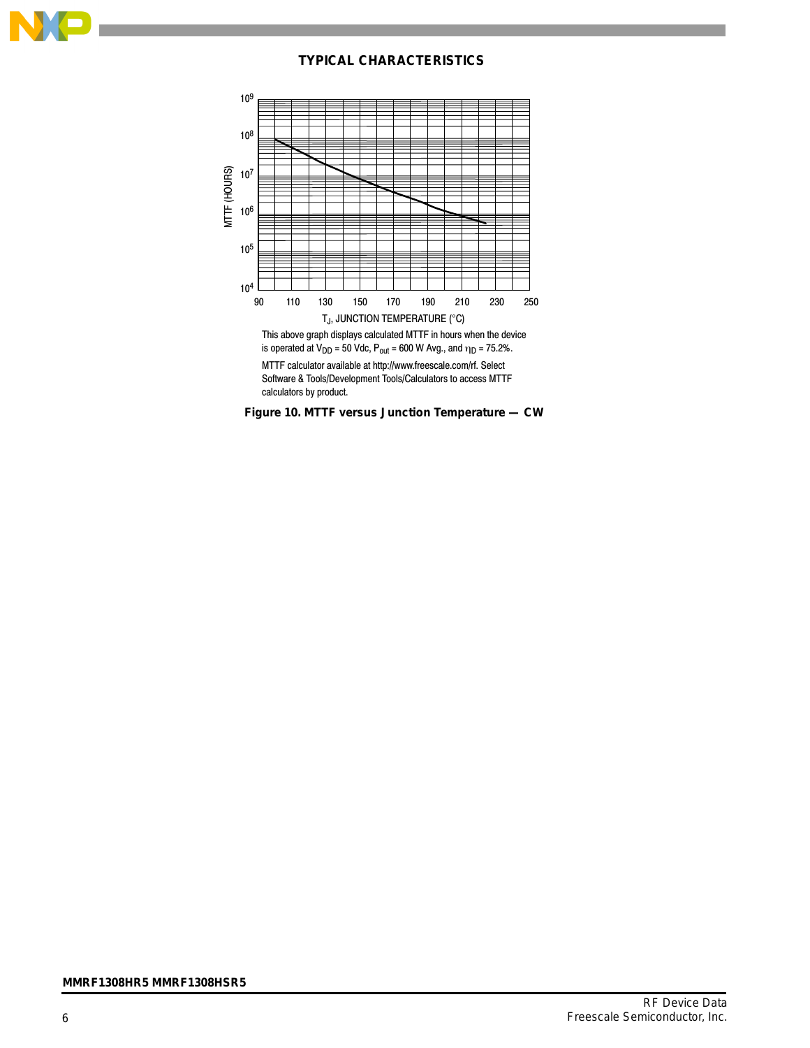## TYPICAL CHARACTERISTICS

This above graph displays calculated MTTF in hours when the device is operated at $V_{DD}$ = 50 Vdc, $P_{out}$ = 600 W Avg., and $\eta_D$ = 75.2%.

MTTF calculator available at http://www.freescale.com/rf. Select Software & Tools/Development Tools/Calculators to access MTTF calculators by product.

**Figure 10. MTTF versus Junction Temperature — CW**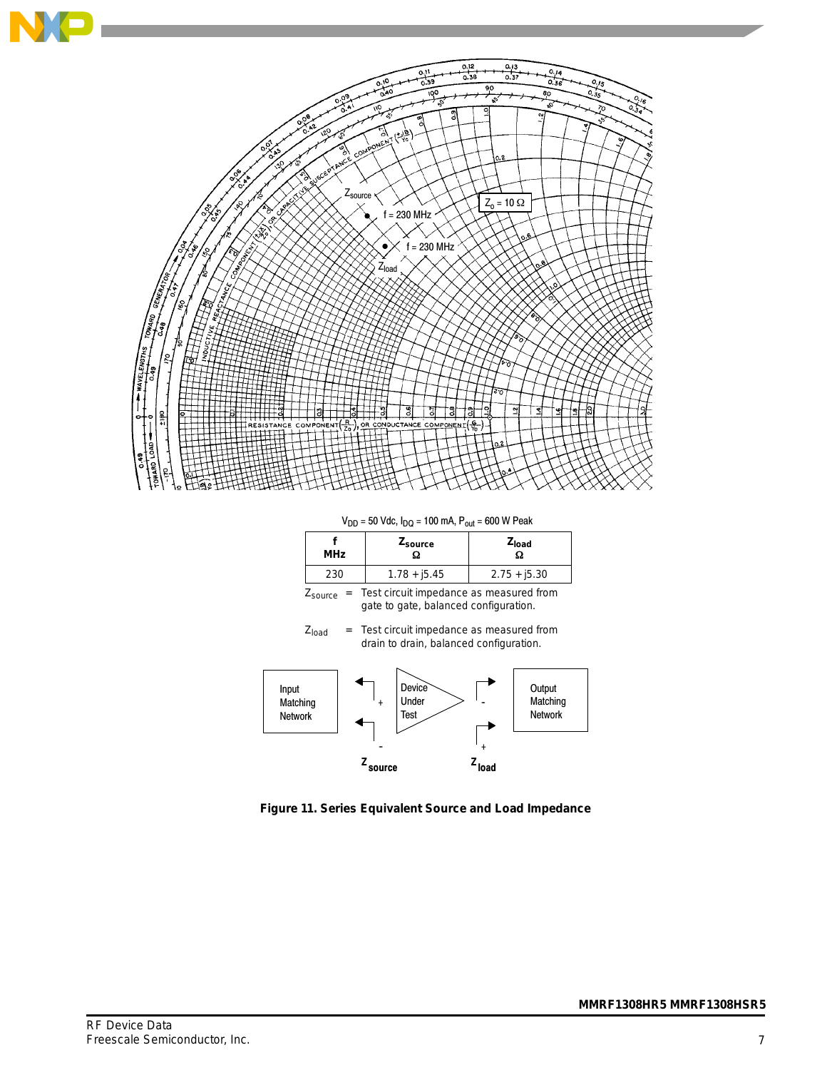$V_{DD}$ = 50 Vdc, $I_{DQ}$ = 100 mA, $P_{out}$ = 600 W Peak

| f MHz | $Z_{source}$ Ω | $Z_{load}$ Ω |
|---|---|---|
| 230 | 1.78 + j5.45 | 2.75 + j5.30 |

$Z_{source}$ = Test circuit impedance as measured from gate to gate, balanced configuration.

$Z_{load}$ = Test circuit impedance as measured from drain to drain, balanced configuration.

**Figure 11. Series Equivalent Source and Load Impedance**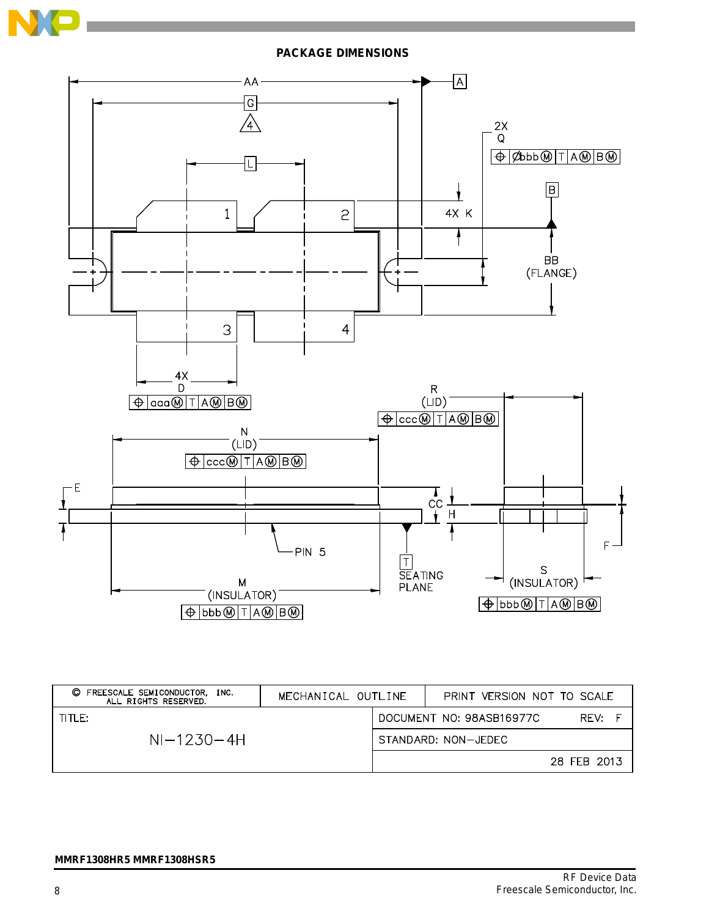## PACKAGE DIMENSIONS

AA | A | G | 4 | L | 2X Q | ⌖ Øbbb Ⓜ T A Ⓜ B Ⓜ | B | 1 | 2 | 4X K | BB (FLANGE) | 3 | 4 | 4X D | ⌖ aaa Ⓜ T A Ⓜ B Ⓜ | R (LID) | ⌖ ccc Ⓜ T A Ⓜ B Ⓜ | N (LID) | ⌖ ccc Ⓜ T A Ⓜ B Ⓜ | E | CC | H | PIN 5 | T SEATING PLANE | F | M (INSULATOR) | ⌖ bbb Ⓜ T A Ⓜ B Ⓜ | S (INSULATOR) | ⌖ bbb Ⓜ T A Ⓜ B Ⓜ

| © FREESCALE SEMICONDUCTOR, INC. ALL RIGHTS RESERVED. | MECHANICAL OUTLINE | PRINT VERSION NOT TO SCALE |
|---|---|---|
| TITLE: NI–1230–4H | DOCUMENT NO: 98ASB16977C | REV: F |
| | STANDARD: NON–JEDEC | |
| | | 28 FEB 2013 |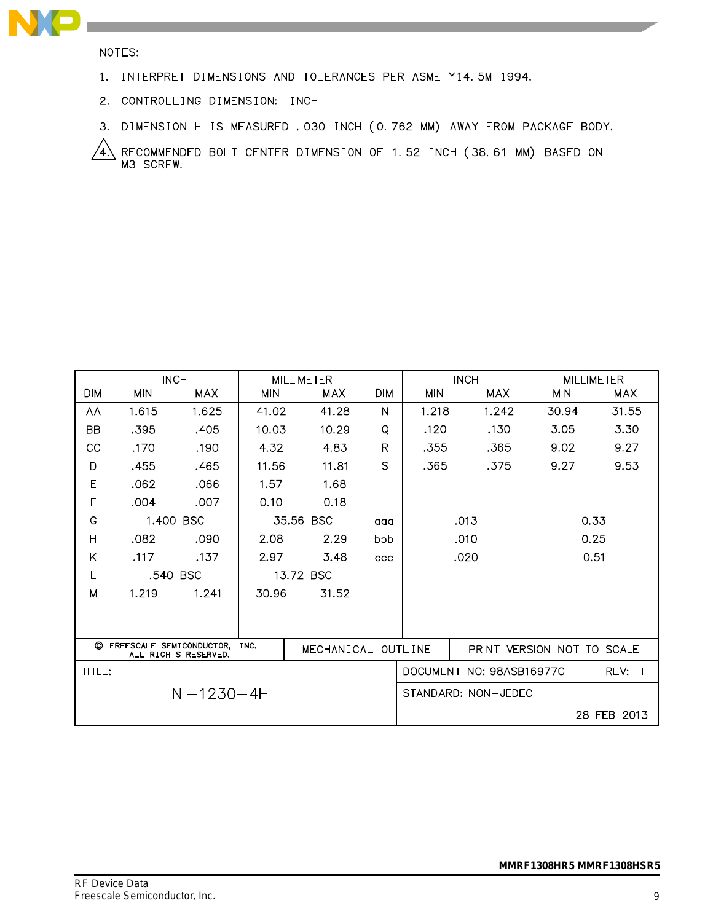NOTES:

1. INTERPRET DIMENSIONS AND TOLERANCES PER ASME Y14.5M-1994.
2. CONTROLLING DIMENSION: INCH
3. DIMENSION H IS MEASURED .030 INCH (0.762 MM) AWAY FROM PACKAGE BODY.
4. RECOMMENDED BOLT CENTER DIMENSION OF 1.52 INCH (38.61 MM) BASED ON M3 SCREW.

| DIM | INCH | | MILLIMETER | | DIM | INCH | | MILLIMETER | |
|---|---|---|---|---|---|---|---|---|---|
| | MIN | MAX | MIN | MAX | | MIN | MAX | MIN | MAX |
| AA | 1.615 | 1.625 | 41.02 | 41.28 | N | 1.218 | 1.242 | 30.94 | 31.55 |
| BB | .395 | .405 | 10.03 | 10.29 | Q | .120 | .130 | 3.05 | 3.30 |
| CC | .170 | .190 | 4.32 | 4.83 | R | .355 | .365 | 9.02 | 9.27 |
| D | .455 | .465 | 11.56 | 11.81 | S | .365 | .375 | 9.27 | 9.53 |
| E | .062 | .066 | 1.57 | 1.68 | | | | | |
| F | .004 | .007 | 0.10 | 0.18 | | | | | |
| G | 1.400 BSC | | 35.56 BSC | | aaa | .013 | | 0.33 | |
| H | .082 | .090 | 2.08 | 2.29 | bbb | .010 | | 0.25 | |
| K | .117 | .137 | 2.97 | 3.48 | ccc | .020 | | 0.51 | |
| L | .540 BSC | | 13.72 BSC | | | | | | |
| M | 1.219 | 1.241 | 30.96 | 31.52 | | | | | |

| © FREESCALE SEMICONDUCTOR, INC. ALL RIGHTS RESERVED. | MECHANICAL OUTLINE | PRINT VERSION NOT TO SCALE |
|---|---|---|
| TITLE: NI-1230-4H | DOCUMENT NO: 98ASB16977C | REV: F |
| | STANDARD: NON-JEDEC | |
| | | 28 FEB 2013 |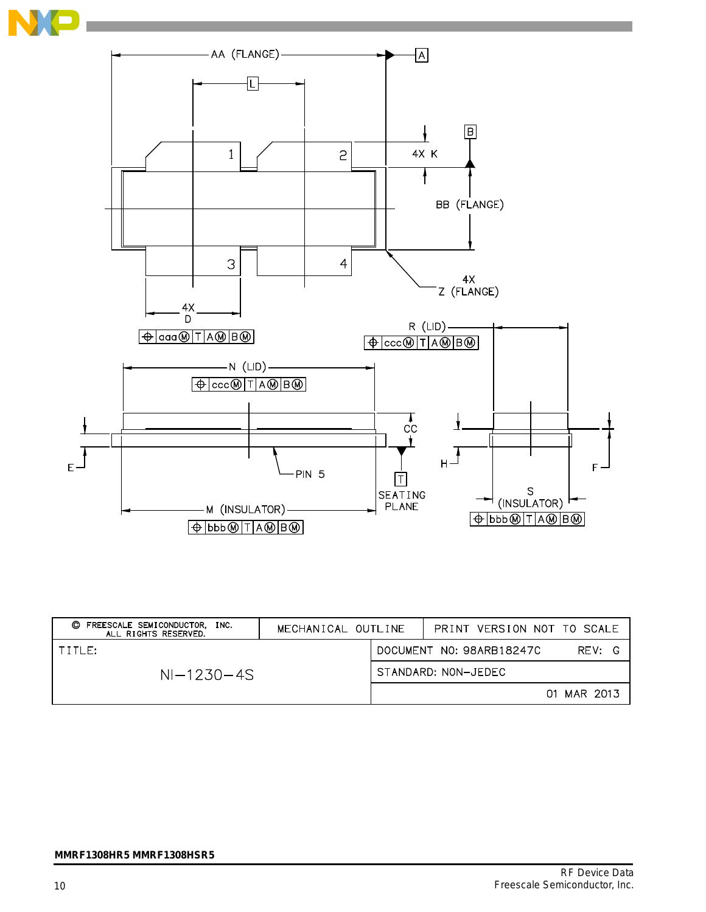AA (FLANGE)

A

L

B

1

2

4X K

BB (FLANGE)

3

4

4X Z (FLANGE)

4X D

⊕ | aaa Ⓜ | T | A Ⓜ | B Ⓜ

R (LID)

⊕ | ccc Ⓜ | T | A Ⓜ | B Ⓜ

N (LID)

⊕ | ccc Ⓜ | T | A Ⓜ | B Ⓜ

CC

E

PIN 5

T

SEATING PLANE

H

F

M (INSULATOR)

⊕ | bbb Ⓜ | T | A Ⓜ | B Ⓜ

S (INSULATOR)

⊕ | bbb Ⓜ | T | A Ⓜ | B Ⓜ

| © FREESCALE SEMICONDUCTOR, INC. ALL RIGHTS RESERVED. | MECHANICAL OUTLINE | PRINT VERSION NOT TO SCALE |
|---|---|---|
| TITLE: NI–1230–4S | | DOCUMENT NO: 98ARB18247C REV: G |
| | | STANDARD: NON–JEDEC |
| | | 01 MAR 2013 |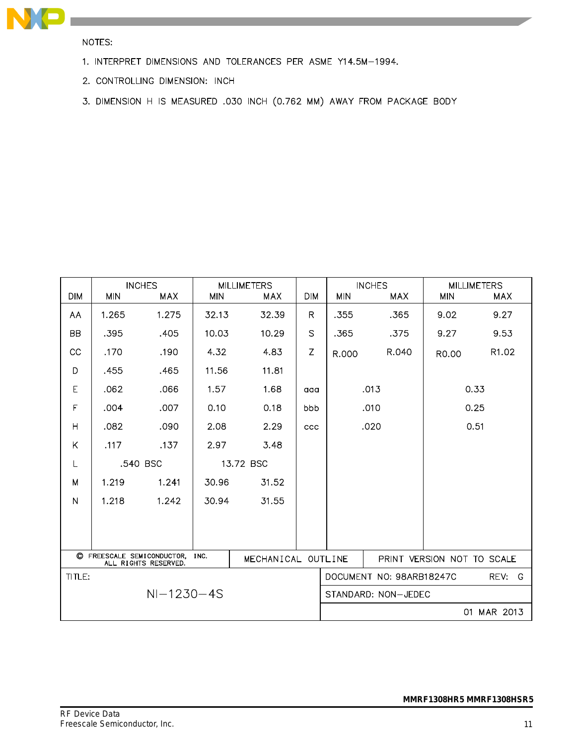NOTES:

1. INTERPRET DIMENSIONS AND TOLERANCES PER ASME Y14.5M−1994.
2. CONTROLLING DIMENSION: INCH
3. DIMENSION H IS MEASURED .030 INCH (0.762 MM) AWAY FROM PACKAGE BODY

| DIM | INCHES | | MILLIMETERS | | DIM | INCHES | | MILLIMETERS | |
|---|---|---|---|---|---|---|---|---|---|
| | MIN | MAX | MIN | MAX | | MIN | MAX | MIN | MAX |
| AA | 1.265 | 1.275 | 32.13 | 32.39 | R | .355 | .365 | 9.02 | 9.27 |
| BB | .395 | .405 | 10.03 | 10.29 | S | .365 | .375 | 9.27 | 9.53 |
| CC | .170 | .190 | 4.32 | 4.83 | Z | R.000 | R.040 | R0.00 | R1.02 |
| D | .455 | .465 | 11.56 | 11.81 | | | | | |
| E | .062 | .066 | 1.57 | 1.68 | aaa | .013 | | 0.33 | |
| F | .004 | .007 | 0.10 | 0.18 | bbb | .010 | | 0.25 | |
| H | .082 | .090 | 2.08 | 2.29 | ccc | .020 | | 0.51 | |
| K | .117 | .137 | 2.97 | 3.48 | | | | | |
| L | .540 BSC | | 13.72 BSC | | | | | | |
| M | 1.219 | 1.241 | 30.96 | 31.52 | | | | | |
| N | 1.218 | 1.242 | 30.94 | 31.55 | | | | | |

| © FREESCALE SEMICONDUCTOR, INC. ALL RIGHTS RESERVED. | MECHANICAL OUTLINE | PRINT VERSION NOT TO SCALE |
|---|---|---|
| TITLE: NI−1230−4S | DOCUMENT NO: 98ARB18247C | REV: G |
| | STANDARD: NON−JEDEC | |
| | | 01 MAR 2013 |

MMRF1308HR5 MMRF1308HSR5

RF Device Data
Freescale Semiconductor, Inc.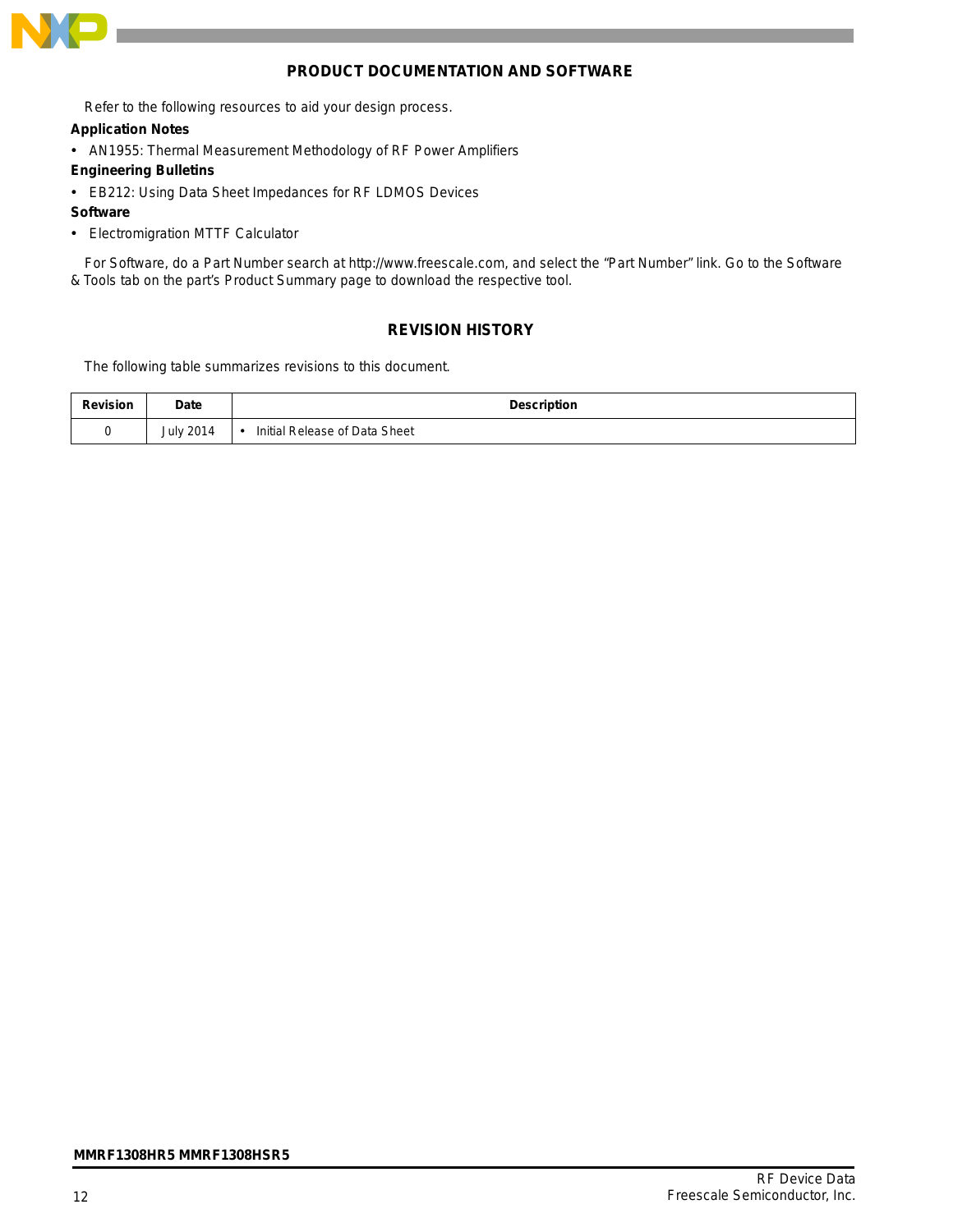## PRODUCT DOCUMENTATION AND SOFTWARE

Refer to the following resources to aid your design process.

**Application Notes**

- AN1955: Thermal Measurement Methodology of RF Power Amplifiers

**Engineering Bulletins**

- EB212: Using Data Sheet Impedances for RF LDMOS Devices

**Software**

- Electromigration MTTF Calculator

For Software, do a Part Number search at http://www.freescale.com, and select the “Part Number” link. Go to the Software & Tools tab on the part’s Product Summary page to download the respective tool.

## REVISION HISTORY

The following table summarizes revisions to this document.

| Revision | Date | Description |
|---|---|---|
| 0 | July 2014 | • Initial Release of Data Sheet |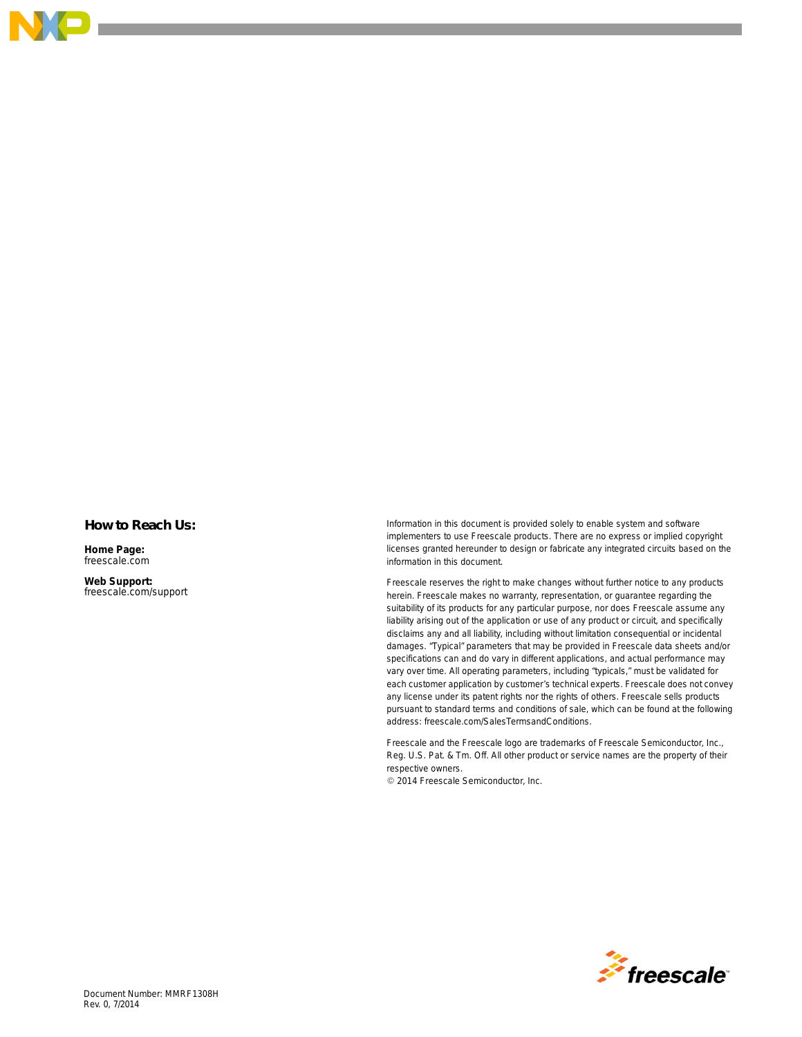## How to Reach Us:

**Home Page:**
freescale.com

**Web Support:**
freescale.com/support

Information in this document is provided solely to enable system and software implementers to use Freescale products. There are no express or implied copyright licenses granted hereunder to design or fabricate any integrated circuits based on the information in this document.

Freescale reserves the right to make changes without further notice to any products herein. Freescale makes no warranty, representation, or guarantee regarding the suitability of its products for any particular purpose, nor does Freescale assume any liability arising out of the application or use of any product or circuit, and specifically disclaims any and all liability, including without limitation consequential or incidental damages. "Typical" parameters that may be provided in Freescale data sheets and/or specifications can and do vary in different applications, and actual performance may vary over time. All operating parameters, including "typicals," must be validated for each customer application by customer's technical experts. Freescale does not convey any license under its patent rights nor the rights of others. Freescale sells products pursuant to standard terms and conditions of sale, which can be found at the following address: freescale.com/SalesTermsandConditions.

Freescale and the Freescale logo are trademarks of Freescale Semiconductor, Inc., Reg. U.S. Pat. & Tm. Off. All other product or service names are the property of their respective owners.
© 2014 Freescale Semiconductor, Inc.

Document Number: MMRF1308H
Rev. 0, 7/2014